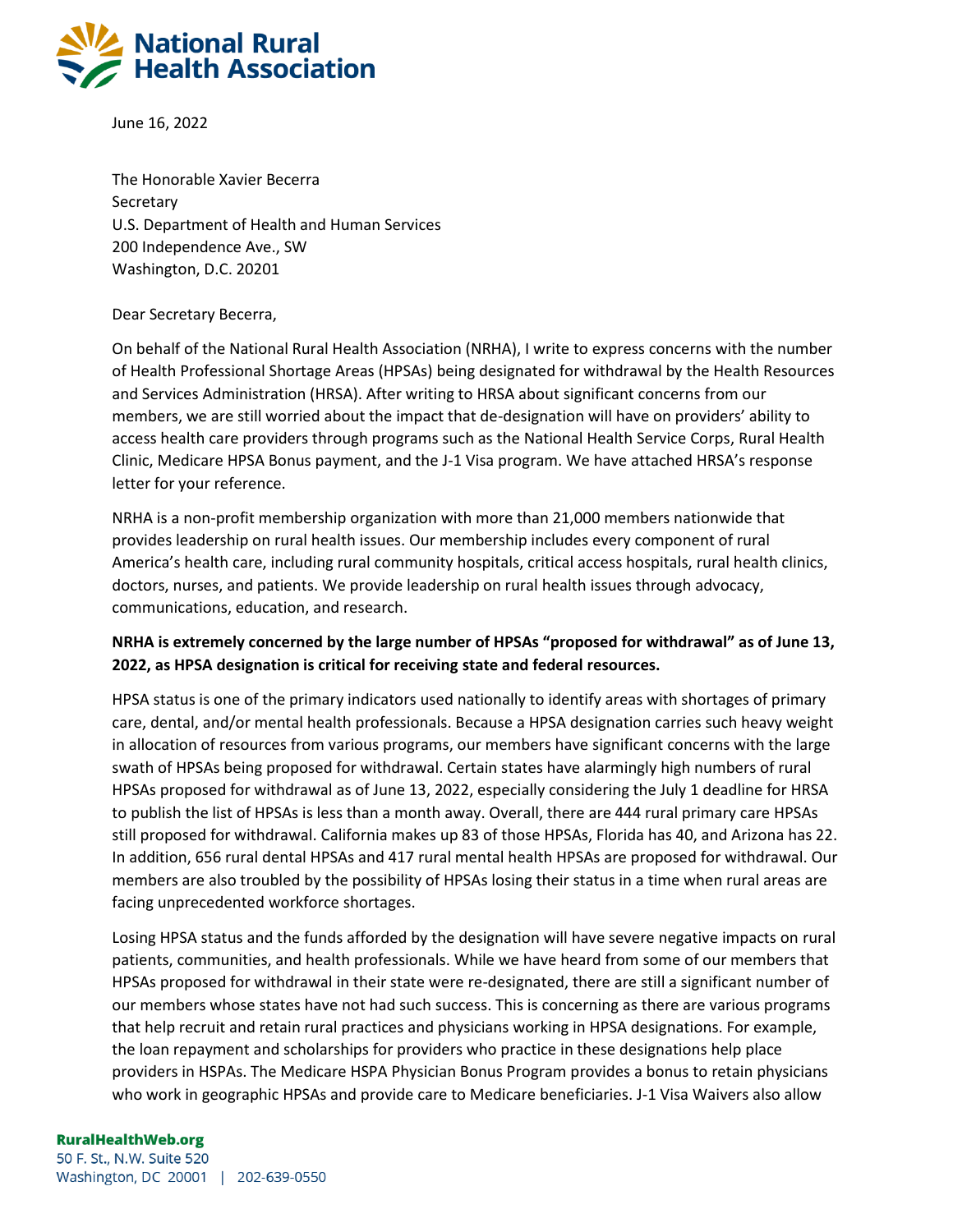National Rural Health Association

June 16, 2022

The Honorable Xavier Becerra
Secretary
U.S. Department of Health and Human Services
200 Independence Ave., SW
Washington, D.C. 20201

Dear Secretary Becerra,

On behalf of the National Rural Health Association (NRHA), I write to express concerns with the number of Health Professional Shortage Areas (HPSAs) being designated for withdrawal by the Health Resources and Services Administration (HRSA). After writing to HRSA about significant concerns from our members, we are still worried about the impact that de-designation will have on providers' ability to access health care providers through programs such as the National Health Service Corps, Rural Health Clinic, Medicare HPSA Bonus payment, and the J-1 Visa program. We have attached HRSA's response letter for your reference.

NRHA is a non-profit membership organization with more than 21,000 members nationwide that provides leadership on rural health issues. Our membership includes every component of rural America's health care, including rural community hospitals, critical access hospitals, rural health clinics, doctors, nurses, and patients. We provide leadership on rural health issues through advocacy, communications, education, and research.

**NRHA is extremely concerned by the large number of HPSAs "proposed for withdrawal" as of June 13, 2022, as HPSA designation is critical for receiving state and federal resources.**

HPSA status is one of the primary indicators used nationally to identify areas with shortages of primary care, dental, and/or mental health professionals. Because a HPSA designation carries such heavy weight in allocation of resources from various programs, our members have significant concerns with the large swath of HPSAs being proposed for withdrawal. Certain states have alarmingly high numbers of rural HPSAs proposed for withdrawal as of June 13, 2022, especially considering the July 1 deadline for HRSA to publish the list of HPSAs is less than a month away. Overall, there are 444 rural primary care HPSAs still proposed for withdrawal. California makes up 83 of those HPSAs, Florida has 40, and Arizona has 22. In addition, 656 rural dental HPSAs and 417 rural mental health HPSAs are proposed for withdrawal. Our members are also troubled by the possibility of HPSAs losing their status in a time when rural areas are facing unprecedented workforce shortages.

Losing HPSA status and the funds afforded by the designation will have severe negative impacts on rural patients, communities, and health professionals. While we have heard from some of our members that HPSAs proposed for withdrawal in their state were re-designated, there are still a significant number of our members whose states have not had such success. This is concerning as there are various programs that help recruit and retain rural practices and physicians working in HPSA designations. For example, the loan repayment and scholarships for providers who practice in these designations help place providers in HSPAs. The Medicare HSPA Physician Bonus Program provides a bonus to retain physicians who work in geographic HPSAs and provide care to Medicare beneficiaries. J-1 Visa Waivers also allow

RuralHealthWeb.org
50 F. St., N.W. Suite 520
Washington, DC 20001 | 202-639-0550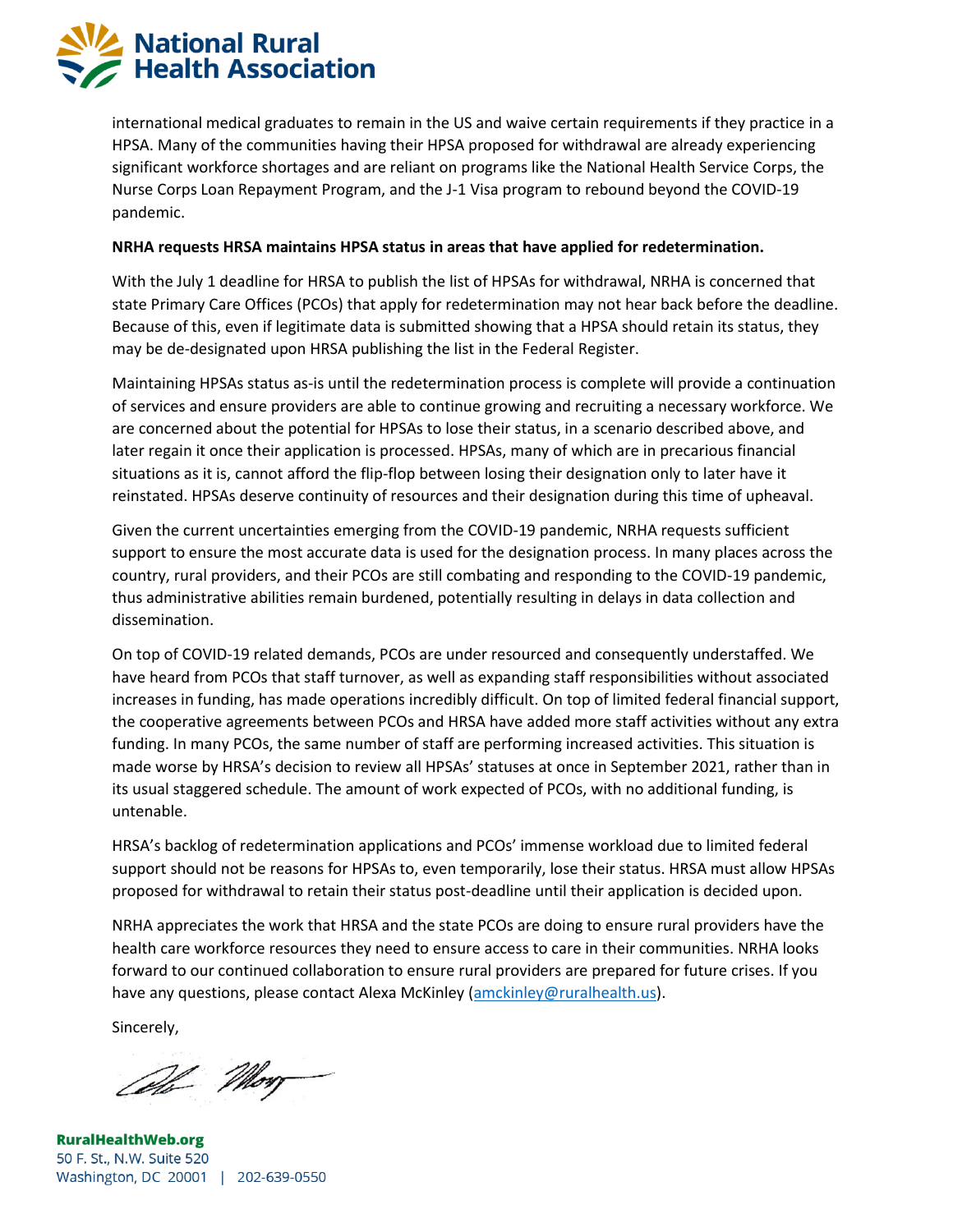international medical graduates to remain in the US and waive certain requirements if they practice in a HPSA. Many of the communities having their HPSA proposed for withdrawal are already experiencing significant workforce shortages and are reliant on programs like the National Health Service Corps, the Nurse Corps Loan Repayment Program, and the J-1 Visa program to rebound beyond the COVID-19 pandemic.

**NRHA requests HRSA maintains HPSA status in areas that have applied for redetermination.**

With the July 1 deadline for HRSA to publish the list of HPSAs for withdrawal, NRHA is concerned that state Primary Care Offices (PCOs) that apply for redetermination may not hear back before the deadline. Because of this, even if legitimate data is submitted showing that a HPSA should retain its status, they may be de-designated upon HRSA publishing the list in the Federal Register.

Maintaining HPSAs status as-is until the redetermination process is complete will provide a continuation of services and ensure providers are able to continue growing and recruiting a necessary workforce. We are concerned about the potential for HPSAs to lose their status, in a scenario described above, and later regain it once their application is processed. HPSAs, many of which are in precarious financial situations as it is, cannot afford the flip-flop between losing their designation only to later have it reinstated. HPSAs deserve continuity of resources and their designation during this time of upheaval.

Given the current uncertainties emerging from the COVID-19 pandemic, NRHA requests sufficient support to ensure the most accurate data is used for the designation process. In many places across the country, rural providers, and their PCOs are still combating and responding to the COVID-19 pandemic, thus administrative abilities remain burdened, potentially resulting in delays in data collection and dissemination.

On top of COVID-19 related demands, PCOs are under resourced and consequently understaffed. We have heard from PCOs that staff turnover, as well as expanding staff responsibilities without associated increases in funding, has made operations incredibly difficult. On top of limited federal financial support, the cooperative agreements between PCOs and HRSA have added more staff activities without any extra funding. In many PCOs, the same number of staff are performing increased activities. This situation is made worse by HRSA's decision to review all HPSAs' statuses at once in September 2021, rather than in its usual staggered schedule. The amount of work expected of PCOs, with no additional funding, is untenable.

HRSA's backlog of redetermination applications and PCOs' immense workload due to limited federal support should not be reasons for HPSAs to, even temporarily, lose their status. HRSA must allow HPSAs proposed for withdrawal to retain their status post-deadline until their application is decided upon.

NRHA appreciates the work that HRSA and the state PCOs are doing to ensure rural providers have the health care workforce resources they need to ensure access to care in their communities. NRHA looks forward to our continued collaboration to ensure rural providers are prepared for future crises. If you have any questions, please contact Alexa McKinley (amckinley@ruralhealth.us).

Sincerely,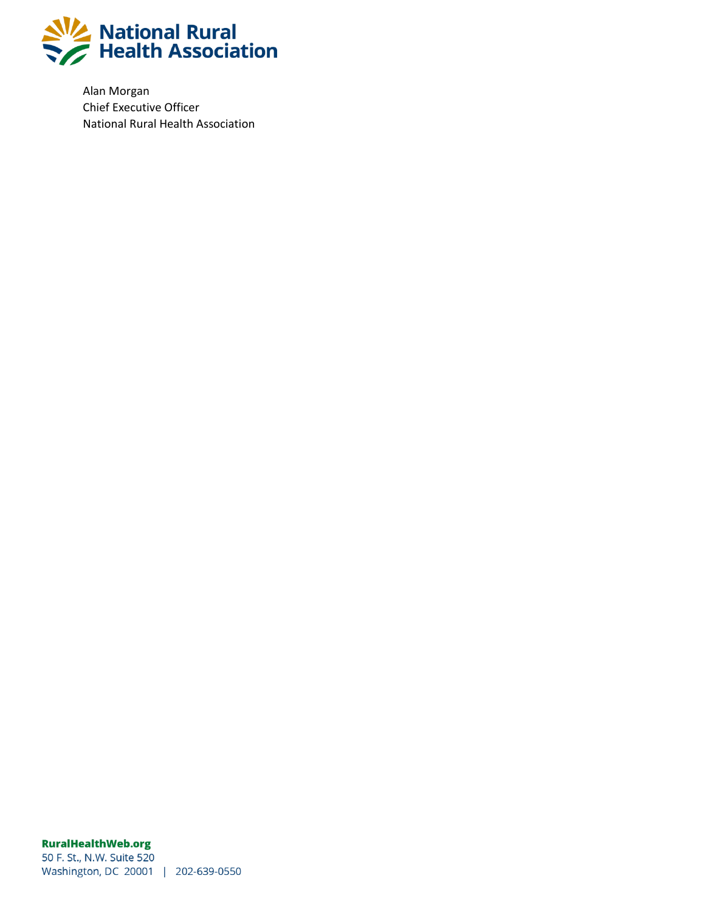Alan Morgan
Chief Executive Officer
National Rural Health Association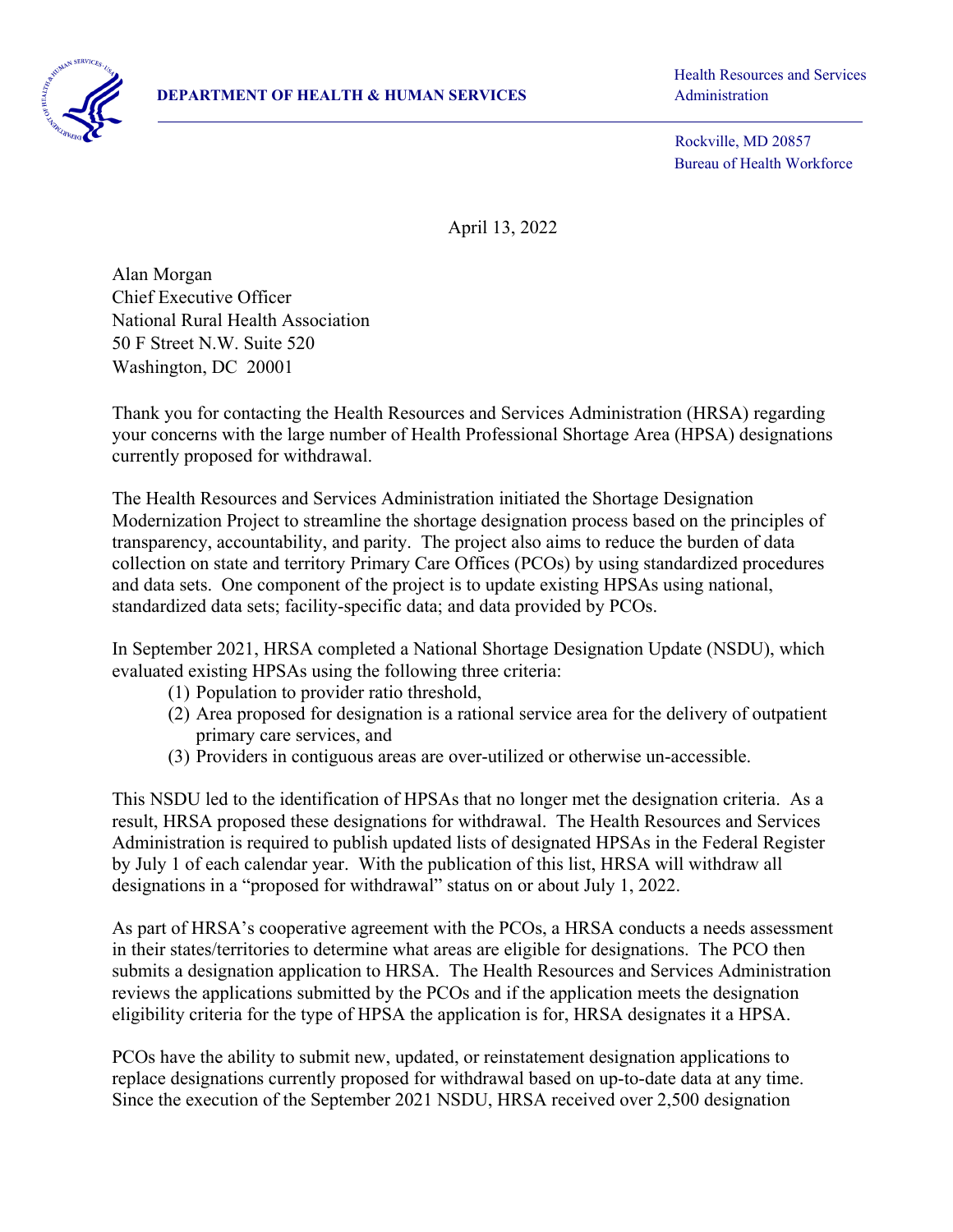**DEPARTMENT OF HEALTH & HUMAN SERVICES**

Health Resources and Services Administration

Rockville, MD 20857
Bureau of Health Workforce

April 13, 2022

Alan Morgan
Chief Executive Officer
National Rural Health Association
50 F Street N.W. Suite 520
Washington, DC 20001

Thank you for contacting the Health Resources and Services Administration (HRSA) regarding your concerns with the large number of Health Professional Shortage Area (HPSA) designations currently proposed for withdrawal.

The Health Resources and Services Administration initiated the Shortage Designation Modernization Project to streamline the shortage designation process based on the principles of transparency, accountability, and parity. The project also aims to reduce the burden of data collection on state and territory Primary Care Offices (PCOs) by using standardized procedures and data sets. One component of the project is to update existing HPSAs using national, standardized data sets; facility-specific data; and data provided by PCOs.

In September 2021, HRSA completed a National Shortage Designation Update (NSDU), which evaluated existing HPSAs using the following three criteria:

(1) Population to provider ratio threshold,
(2) Area proposed for designation is a rational service area for the delivery of outpatient primary care services, and
(3) Providers in contiguous areas are over-utilized or otherwise un-accessible.

This NSDU led to the identification of HPSAs that no longer met the designation criteria. As a result, HRSA proposed these designations for withdrawal. The Health Resources and Services Administration is required to publish updated lists of designated HPSAs in the Federal Register by July 1 of each calendar year. With the publication of this list, HRSA will withdraw all designations in a "proposed for withdrawal" status on or about July 1, 2022.

As part of HRSA's cooperative agreement with the PCOs, a HRSA conducts a needs assessment in their states/territories to determine what areas are eligible for designations. The PCO then submits a designation application to HRSA. The Health Resources and Services Administration reviews the applications submitted by the PCOs and if the application meets the designation eligibility criteria for the type of HPSA the application is for, HRSA designates it a HPSA.

PCOs have the ability to submit new, updated, or reinstatement designation applications to replace designations currently proposed for withdrawal based on up-to-date data at any time. Since the execution of the September 2021 NSDU, HRSA received over 2,500 designation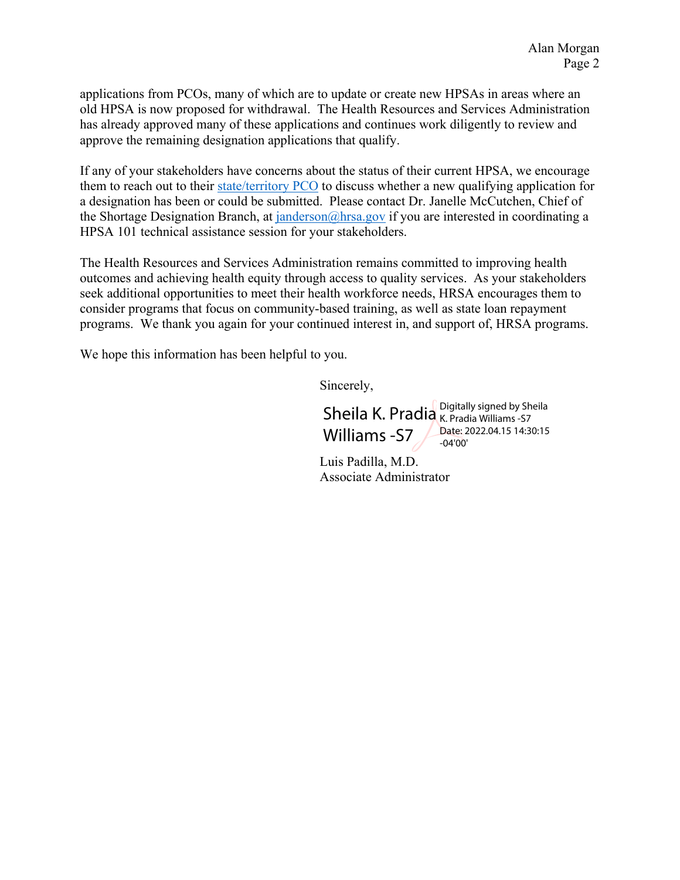applications from PCOs, many of which are to update or create new HPSAs in areas where an old HPSA is now proposed for withdrawal. The Health Resources and Services Administration has already approved many of these applications and continues work diligently to review and approve the remaining designation applications that qualify.

If any of your stakeholders have concerns about the status of their current HPSA, we encourage them to reach out to their state/territory PCO to discuss whether a new qualifying application for a designation has been or could be submitted. Please contact Dr. Janelle McCutchen, Chief of the Shortage Designation Branch, at janderson@hrsa.gov if you are interested in coordinating a HPSA 101 technical assistance session for your stakeholders.

The Health Resources and Services Administration remains committed to improving health outcomes and achieving health equity through access to quality services. As your stakeholders seek additional opportunities to meet their health workforce needs, HRSA encourages them to consider programs that focus on community-based training, as well as state loan repayment programs. We thank you again for your continued interest in, and support of, HRSA programs.

We hope this information has been helpful to you.

Sincerely,

Sheila K. Pradia Williams -S7

Digitally signed by Sheila K. Pradia Williams -S7
Date: 2022.04.15 14:30:15 -04'00'

Luis Padilla, M.D.
Associate Administrator